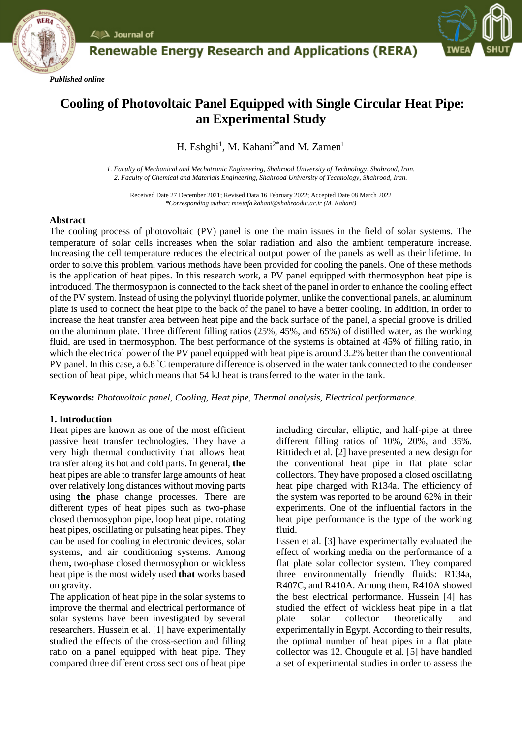*Published online*

# Cooling of Photovoltaic Panel Equipped with Single Circular Heat Pipe: an Experimental Study

H. Eshghi[1], M. Kahani[2*] and M. Zamen[1]

*1. Faculty of Mechanical and Mechatronic Engineering, Shahrood University of Technology, Shahrood, Iran.*
*2. Faculty of Chemical and Materials Engineering, Shahrood University of Technology, Shahrood, Iran.*

Received Date 27 December 2021; Revised Data 16 February 2022; Accepted Date 08 March 2022
*\*Corresponding author: mostafa.kahani@shahroodut.ac.ir (M. Kahani)*

## Abstract

The cooling process of photovoltaic (PV) panel is one the main issues in the field of solar systems. The temperature of solar cells increases when the solar radiation and also the ambient temperature increase. Increasing the cell temperature reduces the electrical output power of the panels as well as their lifetime. In order to solve this problem, various methods have been provided for cooling the panels. One of these methods is the application of heat pipes. In this research work, a PV panel equipped with thermosyphon heat pipe is introduced. The thermosyphon is connected to the back sheet of the panel in order to enhance the cooling effect of the PV system. Instead of using the polyvinyl fluoride polymer, unlike the conventional panels, an aluminum plate is used to connect the heat pipe to the back of the panel to have a better cooling. In addition, in order to increase the heat transfer area between heat pipe and the back surface of the panel, a special groove is drilled on the aluminum plate. Three different filling ratios (25%, 45%, and 65%) of distilled water, as the working fluid, are used in thermosyphon. The best performance of the systems is obtained at 45% of filling ratio, in which the electrical power of the PV panel equipped with heat pipe is around 3.2% better than the conventional PV panel. In this case, a 6.8 °C temperature difference is observed in the water tank connected to the condenser section of heat pipe, which means that 54 kJ heat is transferred to the water in the tank.

**Keywords:** *Photovoltaic panel, Cooling, Heat pipe, Thermal analysis, Electrical performance.*

## 1. Introduction

Heat pipes are known as one of the most efficient passive heat transfer technologies. They have a very high thermal conductivity that allows heat transfer along its hot and cold parts. In general, **the** heat pipes are able to transfer large amounts of heat over relatively long distances without moving parts using **the** phase change processes. There are different types of heat pipes such as two-phase closed thermosyphon pipe, loop heat pipe, rotating heat pipes, oscillating or pulsating heat pipes. They can be used for cooling in electronic devices, solar systems**,** and air conditioning systems. Among them**,** two-phase closed thermosyphon or wickless heat pipe is the most widely used **that** works base**d** on gravity.

The application of heat pipe in the solar systems to improve the thermal and electrical performance of solar systems have been investigated by several researchers. Hussein et al. [1] have experimentally studied the effects of the cross-section and filling ratio on a panel equipped with heat pipe. They compared three different cross sections of heat pipe including circular, elliptic, and half-pipe at three different filling ratios of 10%, 20%, and 35%. Rittidech et al. [2] have presented a new design for the conventional heat pipe in flat plate solar collectors. They have proposed a closed oscillating heat pipe charged with R134a. The efficiency of the system was reported to be around 62% in their experiments. One of the influential factors in the heat pipe performance is the type of the working fluid.

Essen et al. [3] have experimentally evaluated the effect of working media on the performance of a flat plate solar collector system. They compared three environmentally friendly fluids: R134a, R407C, and R410A. Among them, R410A showed the best electrical performance. Hussein [4] has studied the effect of wickless heat pipe in a flat plate solar collector theoretically and experimentally in Egypt. According to their results, the optimal number of heat pipes in a flat plate collector was 12. Chougule et al. [5] have handled a set of experimental studies in order to assess the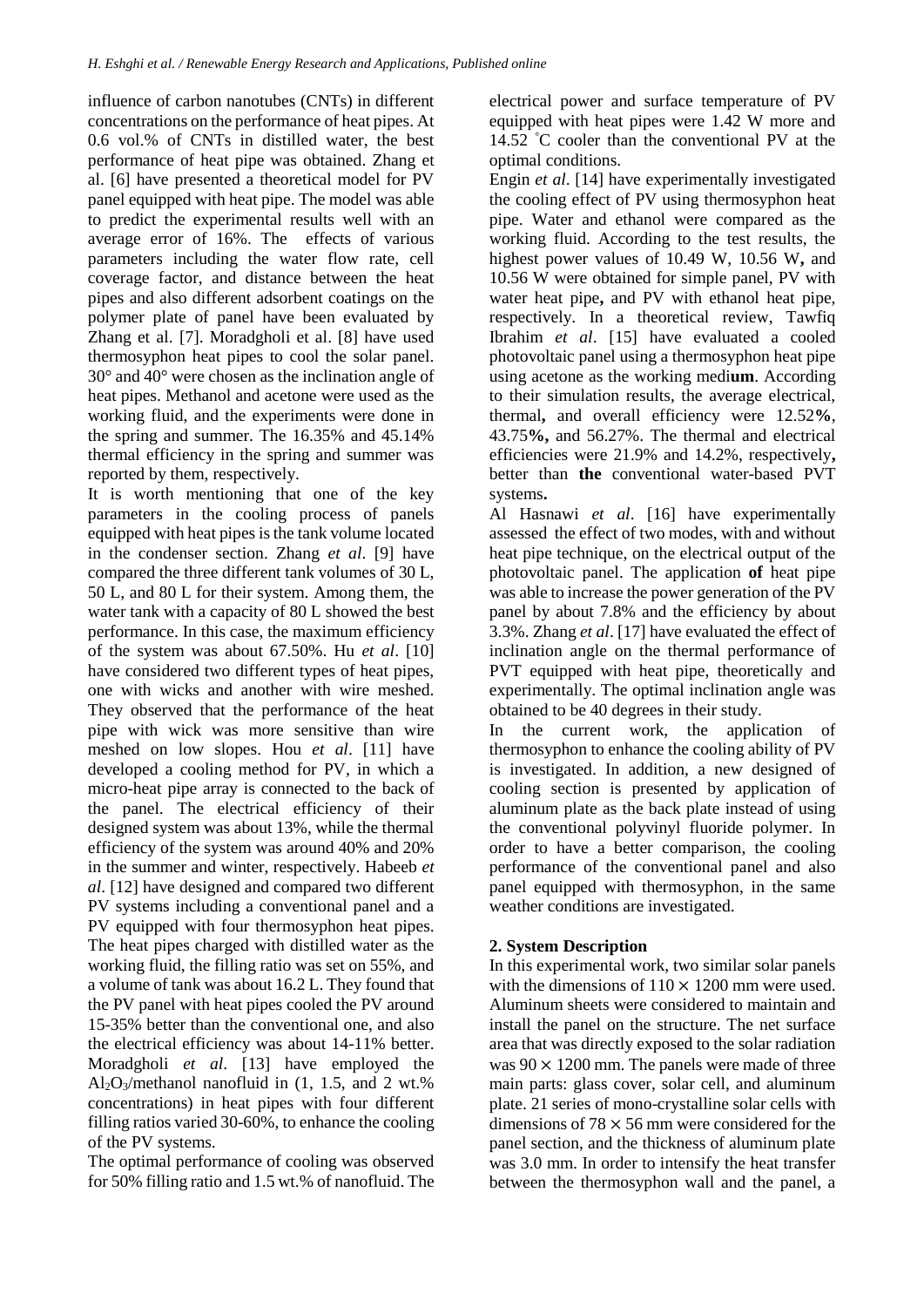influence of carbon nanotubes (CNTs) in different concentrations on the performance of heat pipes. At 0.6 vol.% of CNTs in distilled water, the best performance of heat pipe was obtained. Zhang et al. [6] have presented a theoretical model for PV panel equipped with heat pipe. The model was able to predict the experimental results well with an average error of 16%. The effects of various parameters including the water flow rate, cell coverage factor, and distance between the heat pipes and also different adsorbent coatings on the polymer plate of panel have been evaluated by Zhang et al. [7]. Moradgholi et al. [8] have used thermosyphon heat pipes to cool the solar panel. 30° and 40° were chosen as the inclination angle of heat pipes. Methanol and acetone were used as the working fluid, and the experiments were done in the spring and summer. The 16.35% and 45.14% thermal efficiency in the spring and summer was reported by them, respectively.

It is worth mentioning that one of the key parameters in the cooling process of panels equipped with heat pipes is the tank volume located in the condenser section. Zhang *et al*. [9] have compared the three different tank volumes of 30 L, 50 L, and 80 L for their system. Among them, the water tank with a capacity of 80 L showed the best performance. In this case, the maximum efficiency of the system was about 67.50%. Hu *et al*. [10] have considered two different types of heat pipes, one with wicks and another with wire meshed. They observed that the performance of the heat pipe with wick was more sensitive than wire meshed on low slopes. Hou *et al*. [11] have developed a cooling method for PV, in which a micro-heat pipe array is connected to the back of the panel. The electrical efficiency of their designed system was about 13%, while the thermal efficiency of the system was around 40% and 20% in the summer and winter, respectively. Habeeb *et al*. [12] have designed and compared two different PV systems including a conventional panel and a PV equipped with four thermosyphon heat pipes. The heat pipes charged with distilled water as the working fluid, the filling ratio was set on 55%, and a volume of tank was about 16.2 L. They found that the PV panel with heat pipes cooled the PV around 15-35% better than the conventional one, and also the electrical efficiency was about 14-11% better. Moradgholi *et al*. [13] have employed the $Al_2O_3$/methanol nanofluid in (1, 1.5, and 2 wt.% concentrations) in heat pipes with four different filling ratios varied 30-60%, to enhance the cooling of the PV systems.

The optimal performance of cooling was observed for 50% filling ratio and 1.5 wt.% of nanofluid. The electrical power and surface temperature of PV equipped with heat pipes were 1.42 W more and 14.52 °C cooler than the conventional PV at the optimal conditions.

Engin *et al*. [14] have experimentally investigated the cooling effect of PV using thermosyphon heat pipe. Water and ethanol were compared as the working fluid. According to the test results, the highest power values of 10.49 W, 10.56 W**,** and 10.56 W were obtained for simple panel, PV with water heat pipe**,** and PV with ethanol heat pipe, respectively. In a theoretical review, Tawfiq Ibrahim *et al*. [15] have evaluated a cooled photovoltaic panel using a thermosyphon heat pipe using acetone as the working medi**um**. According to their simulation results, the average electrical, thermal**,** and overall efficiency were 12.52**%**, 43.75**%,** and 56.27%. The thermal and electrical efficiencies were 21.9% and 14.2%, respectively**,** better than **the** conventional water-based PVT systems**.**

Al Hasnawi *et al*. [16] have experimentally assessed the effect of two modes, with and without heat pipe technique, on the electrical output of the photovoltaic panel. The application **of** heat pipe was able to increase the power generation of the PV panel by about 7.8% and the efficiency by about 3.3%. Zhang *et al*. [17] have evaluated the effect of inclination angle on the thermal performance of PVT equipped with heat pipe, theoretically and experimentally. The optimal inclination angle was obtained to be 40 degrees in their study.

In the current work, the application of thermosyphon to enhance the cooling ability of PV is investigated. In addition, a new designed of cooling section is presented by application of aluminum plate as the back plate instead of using the conventional polyvinyl fluoride polymer. In order to have a better comparison, the cooling performance of the conventional panel and also panel equipped with thermosyphon, in the same weather conditions are investigated.

## 2. System Description

In this experimental work, two similar solar panels with the dimensions of $110 \times 1200$ mm were used. Aluminum sheets were considered to maintain and install the panel on the structure. The net surface area that was directly exposed to the solar radiation was $90 \times 1200$ mm. The panels were made of three main parts: glass cover, solar cell, and aluminum plate. 21 series of mono-crystalline solar cells with dimensions of $78 \times 56$ mm were considered for the panel section, and the thickness of aluminum plate was 3.0 mm. In order to intensify the heat transfer between the thermosyphon wall and the panel, a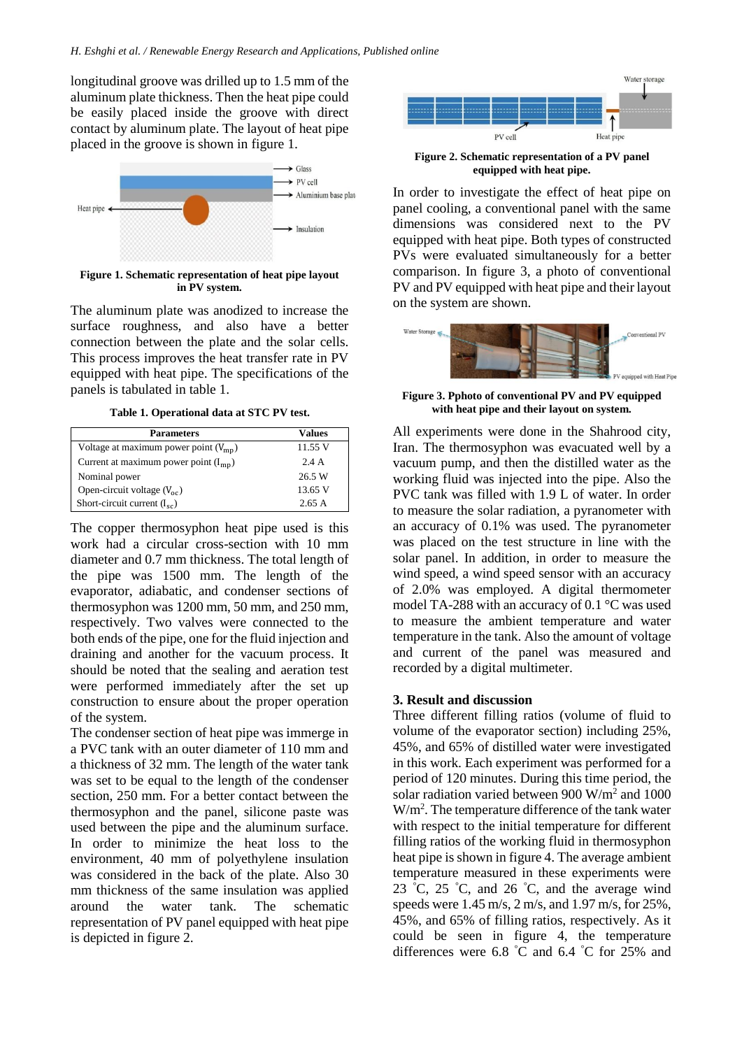longitudinal groove was drilled up to 1.5 mm of the aluminum plate thickness. Then the heat pipe could be easily placed inside the groove with direct contact by aluminum plate. The layout of heat pipe placed in the groove is shown in figure 1.

**Figure 1. Schematic representation of heat pipe layout in PV system.**

The aluminum plate was anodized to increase the surface roughness, and also have a better connection between the plate and the solar cells. This process improves the heat transfer rate in PV equipped with heat pipe. The specifications of the panels is tabulated in table 1.

**Table 1. Operational data at STC PV test.**

| Parameters | Values |
|---|---|
| Voltage at maximum power point ($V_{mp}$) | 11.55 V |
| Current at maximum power point ($I_{mp}$) | 2.4 A |
| Nominal power | 26.5 W |
| Open-circuit voltage ($V_{oc}$) | 13.65 V |
| Short-circuit current ($I_{sc}$) | 2.65 A |

The copper thermosyphon heat pipe used is this work had a circular cross-section with 10 mm diameter and 0.7 mm thickness. The total length of the pipe was 1500 mm. The length of the evaporator, adiabatic, and condenser sections of thermosyphon was 1200 mm, 50 mm, and 250 mm, respectively. Two valves were connected to the both ends of the pipe, one for the fluid injection and draining and another for the vacuum process. It should be noted that the sealing and aeration test were performed immediately after the set up construction to ensure about the proper operation of the system.

The condenser section of heat pipe was immerge in a PVC tank with an outer diameter of 110 mm and a thickness of 32 mm. The length of the water tank was set to be equal to the length of the condenser section, 250 mm. For a better contact between the thermosyphon and the panel, silicone paste was used between the pipe and the aluminum surface. In order to minimize the heat loss to the environment, 40 mm of polyethylene insulation was considered in the back of the plate. Also 30 mm thickness of the same insulation was applied around the water tank. The schematic representation of PV panel equipped with heat pipe is depicted in figure 2.

**Figure 2. Schematic representation of a PV panel equipped with heat pipe.**

In order to investigate the effect of heat pipe on panel cooling, a conventional panel with the same dimensions was considered next to the PV equipped with heat pipe. Both types of constructed PVs were evaluated simultaneously for a better comparison. In figure 3, a photo of conventional PV and PV equipped with heat pipe and their layout on the system are shown.

**Figure 3. Pphoto of conventional PV and PV equipped with heat pipe and their layout on system.**

All experiments were done in the Shahrood city, Iran. The thermosyphon was evacuated well by a vacuum pump, and then the distilled water as the working fluid was injected into the pipe. Also the PVC tank was filled with 1.9 L of water. In order to measure the solar radiation, a pyranometer with an accuracy of 0.1% was used. The pyranometer was placed on the test structure in line with the solar panel. In addition, in order to measure the wind speed, a wind speed sensor with an accuracy of 2.0% was employed. A digital thermometer model TA-288 with an accuracy of 0.1 °C was used to measure the ambient temperature and water temperature in the tank. Also the amount of voltage and current of the panel was measured and recorded by a digital multimeter.

## 3. Result and discussion

Three different filling ratios (volume of fluid to volume of the evaporator section) including 25%, 45%, and 65% of distilled water were investigated in this work. Each experiment was performed for a period of 120 minutes. During this time period, the solar radiation varied between 900 W/m$^2$ and 1000 W/m$^2$. The temperature difference of the tank water with respect to the initial temperature for different filling ratios of the working fluid in thermosyphon heat pipe is shown in figure 4. The average ambient temperature measured in these experiments were 23 °C, 25 °C, and 26 °C, and the average wind speeds were 1.45 m/s, 2 m/s, and 1.97 m/s, for 25%, 45%, and 65% of filling ratios, respectively. As it could be seen in figure 4, the temperature differences were 6.8 °C and 6.4 °C for 25% and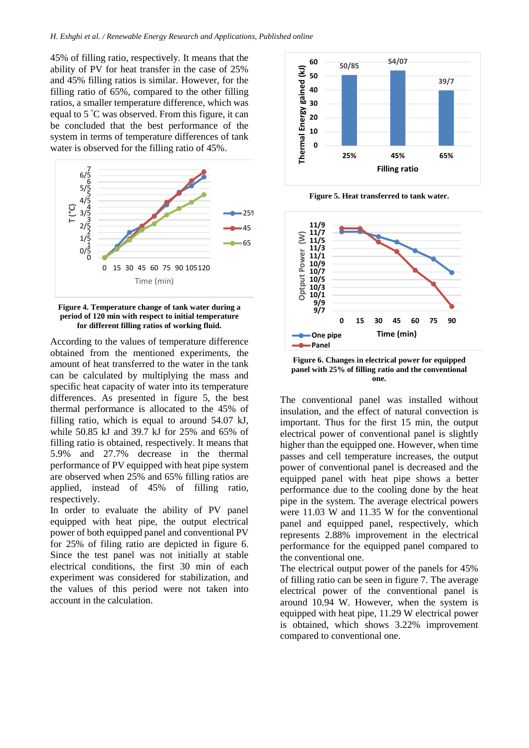45% of filling ratio, respectively. It means that the ability of PV for heat transfer in the case of 25% and 45% filling ratios is similar. However, for the filling ratio of 65%, compared to the other filling ratios, a smaller temperature difference, which was equal to 5 ˚C was observed. From this figure, it can be concluded that the best performance of the system in terms of temperature differences of tank water is observed for the filling ratio of 45%.

**Figure 4. Temperature change of tank water during a period of 120 min with respect to initial temperature for different filling ratios of working fluid.**

According to the values of temperature difference obtained from the mentioned experiments, the amount of heat transferred to the water in the tank can be calculated by multiplying the mass and specific heat capacity of water into its temperature differences. As presented in figure 5, the best thermal performance is allocated to the 45% of filling ratio, which is equal to around 54.07 kJ, while 50.85 kJ and 39.7 kJ for 25% and 65% of filling ratio is obtained, respectively. It means that 5.9% and 27.7% decrease in the thermal performance of PV equipped with heat pipe system are observed when 25% and 65% filling ratios are applied, instead of 45% of filling ratio, respectively.

In order to evaluate the ability of PV panel equipped with heat pipe, the output electrical power of both equipped panel and conventional PV for 25% of filing ratio are depicted in figure 6. Since the test panel was not initially at stable electrical conditions, the first 30 min of each experiment was considered for stabilization, and the values of this period were not taken into account in the calculation.

**Figure 5. Heat transferred to tank water.**

**Figure 6. Changes in electrical power for equipped panel with 25% of filling ratio and the conventional one.**

The conventional panel was installed without insulation, and the effect of natural convection is important. Thus for the first 15 min, the output electrical power of conventional panel is slightly higher than the equipped one. However, when time passes and cell temperature increases, the output power of conventional panel is decreased and the equipped panel with heat pipe shows a better performance due to the cooling done by the heat pipe in the system. The average electrical powers were 11.03 W and 11.35 W for the conventional panel and equipped panel, respectively, which represents 2.88% improvement in the electrical performance for the equipped panel compared to the conventional one.

The electrical output power of the panels for 45% of filling ratio can be seen in figure 7. The average electrical power of the conventional panel is around 10.94 W. However, when the system is equipped with heat pipe, 11.29 W electrical power is obtained, which shows 3.22% improvement compared to conventional one.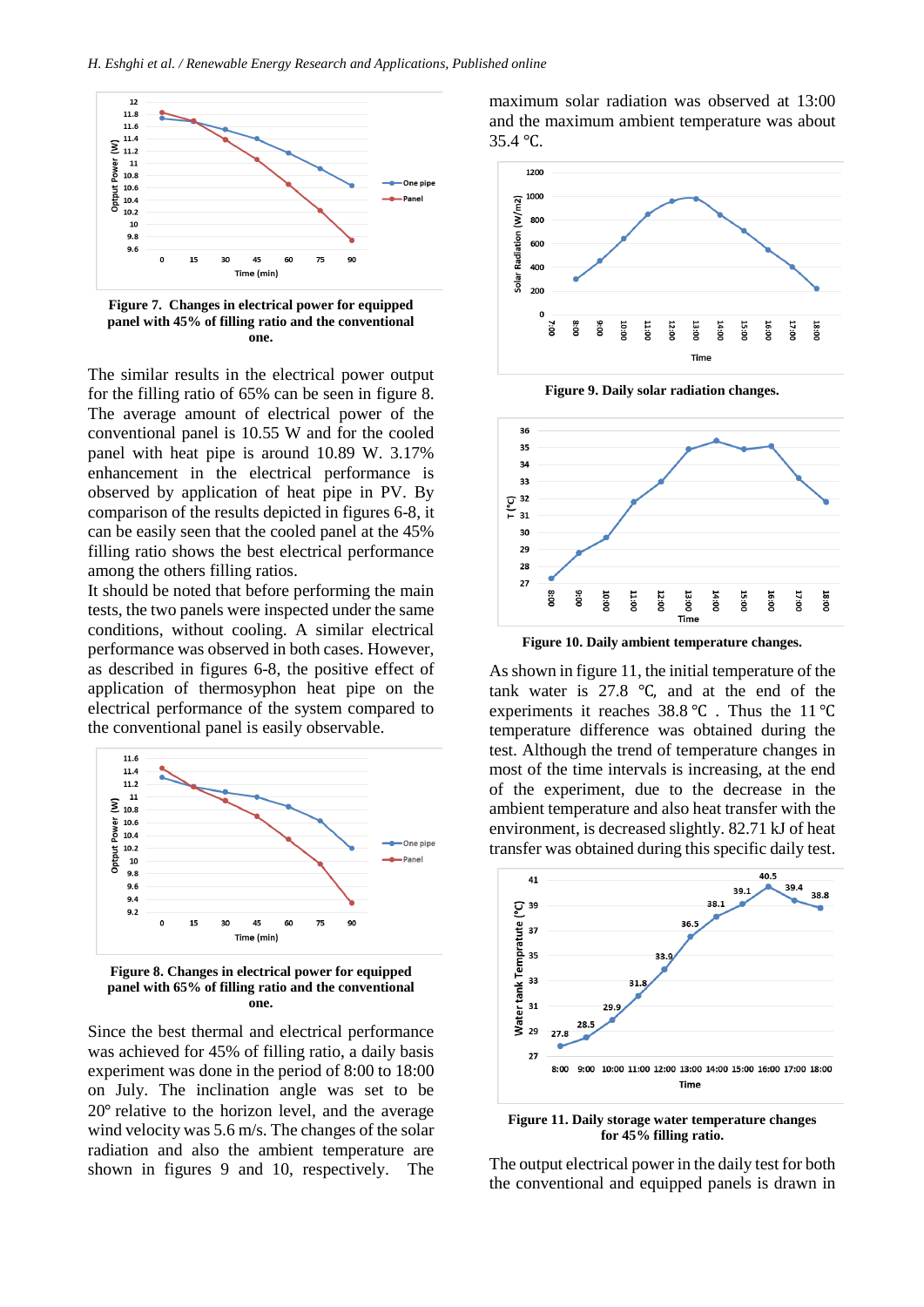Figure 7. Changes in electrical power for equipped panel with 45% of filling ratio and the conventional one.

The similar results in the electrical power output for the filling ratio of 65% can be seen in figure 8. The average amount of electrical power of the conventional panel is 10.55 W and for the cooled panel with heat pipe is around 10.89 W. 3.17% enhancement in the electrical performance is observed by application of heat pipe in PV. By comparison of the results depicted in figures 6-8, it can be easily seen that the cooled panel at the 45% filling ratio shows the best electrical performance among the others filling ratios.

It should be noted that before performing the main tests, the two panels were inspected under the same conditions, without cooling. A similar electrical performance was observed in both cases. However, as described in figures 6-8, the positive effect of application of thermosyphon heat pipe on the electrical performance of the system compared to the conventional panel is easily observable.

Figure 8. Changes in electrical power for equipped panel with 65% of filling ratio and the conventional one.

Since the best thermal and electrical performance was achieved for 45% of filling ratio, a daily basis experiment was done in the period of 8:00 to 18:00 on July. The inclination angle was set to be 20° relative to the horizon level, and the average wind velocity was 5.6 m/s. The changes of the solar radiation and also the ambient temperature are shown in figures 9 and 10, respectively. The maximum solar radiation was observed at 13:00 and the maximum ambient temperature was about 35.4 ℃.

Figure 9. Daily solar radiation changes.

Figure 10. Daily ambient temperature changes.

As shown in figure 11, the initial temperature of the tank water is 27.8 ℃, and at the end of the experiments it reaches 38.8 ℃ . Thus the 11 ℃ temperature difference was obtained during the test. Although the trend of temperature changes in most of the time intervals is increasing, at the end of the experiment, due to the decrease in the ambient temperature and also heat transfer with the environment, is decreased slightly. 82.71 kJ of heat transfer was obtained during this specific daily test.

Figure 11. Daily storage water temperature changes for 45% filling ratio.

The output electrical power in the daily test for both the conventional and equipped panels is drawn in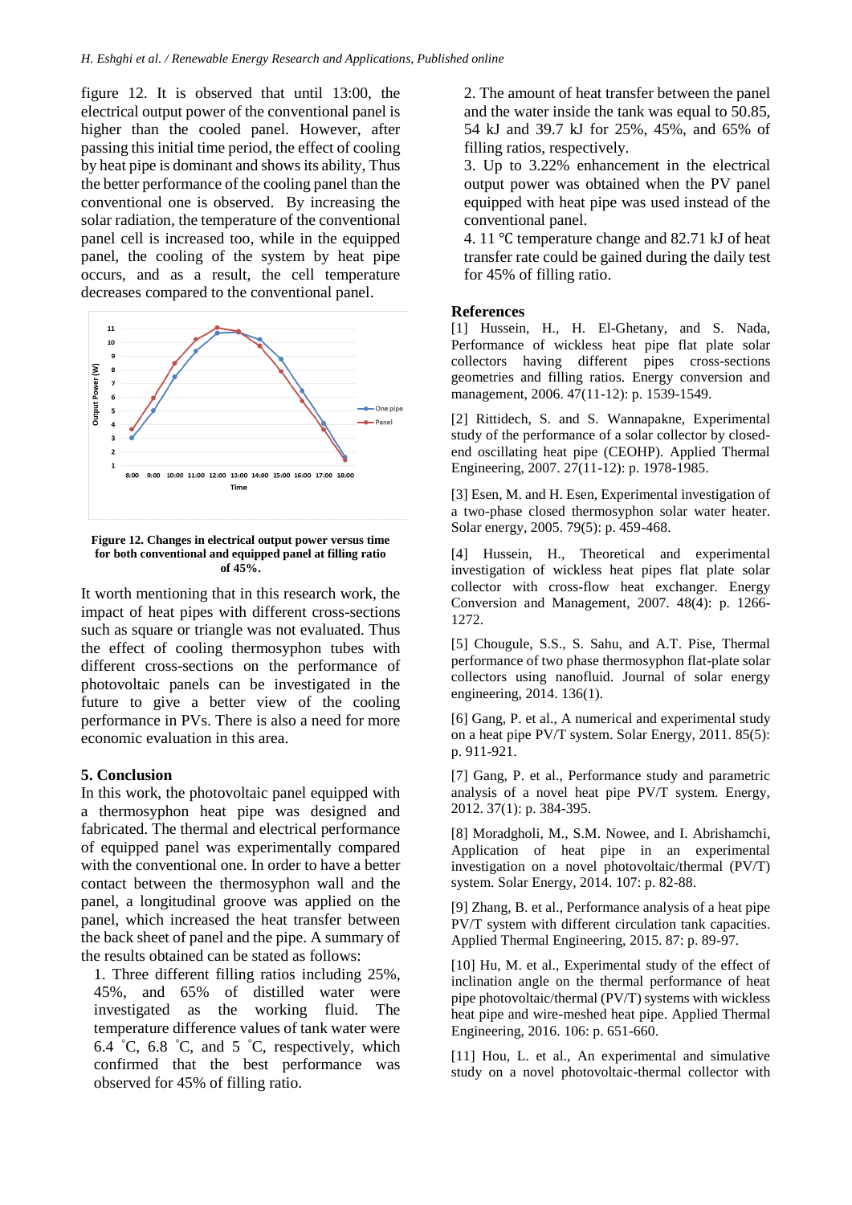figure 12. It is observed that until 13:00, the electrical output power of the conventional panel is higher than the cooled panel. However, after passing this initial time period, the effect of cooling by heat pipe is dominant and shows its ability, Thus the better performance of the cooling panel than the conventional one is observed. By increasing the solar radiation, the temperature of the conventional panel cell is increased too, while in the equipped panel, the cooling of the system by heat pipe occurs, and as a result, the cell temperature decreases compared to the conventional panel.

**Figure 12. Changes in electrical output power versus time for both conventional and equipped panel at filling ratio of 45%.**

It worth mentioning that in this research work, the impact of heat pipes with different cross-sections such as square or triangle was not evaluated. Thus the effect of cooling thermosyphon tubes with different cross-sections on the performance of photovoltaic panels can be investigated in the future to give a better view of the cooling performance in PVs. There is also a need for more economic evaluation in this area.

## 5. Conclusion

In this work, the photovoltaic panel equipped with a thermosyphon heat pipe was designed and fabricated. The thermal and electrical performance of equipped panel was experimentally compared with the conventional one. In order to have a better contact between the thermosyphon wall and the panel, a longitudinal groove was applied on the panel, which increased the heat transfer between the back sheet of panel and the pipe. A summary of the results obtained can be stated as follows:

1. Three different filling ratios including 25%, 45%, and 65% of distilled water were investigated as the working fluid. The temperature difference values of tank water were 6.4 ˚C, 6.8 ˚C, and 5 ˚C, respectively, which confirmed that the best performance was observed for 45% of filling ratio.
2. The amount of heat transfer between the panel and the water inside the tank was equal to 50.85, 54 kJ and 39.7 kJ for 25%, 45%, and 65% of filling ratios, respectively.
3. Up to 3.22% enhancement in the electrical output power was obtained when the PV panel equipped with heat pipe was used instead of the conventional panel.
4. 11 ℃ temperature change and 82.71 kJ of heat transfer rate could be gained during the daily test for 45% of filling ratio.

## References

[1] Hussein, H., H. El-Ghetany, and S. Nada, Performance of wickless heat pipe flat plate solar collectors having different pipes cross-sections geometries and filling ratios. Energy conversion and management, 2006. 47(11-12): p. 1539-1549.

[2] Rittidech, S. and S. Wannapakne, Experimental study of the performance of a solar collector by closed-end oscillating heat pipe (CEOHP). Applied Thermal Engineering, 2007. 27(11-12): p. 1978-1985.

[3] Esen, M. and H. Esen, Experimental investigation of a two-phase closed thermosyphon solar water heater. Solar energy, 2005. 79(5): p. 459-468.

[4] Hussein, H., Theoretical and experimental investigation of wickless heat pipes flat plate solar collector with cross-flow heat exchanger. Energy Conversion and Management, 2007. 48(4): p. 1266-1272.

[5] Chougule, S.S., S. Sahu, and A.T. Pise, Thermal performance of two phase thermosyphon flat-plate solar collectors using nanofluid. Journal of solar energy engineering, 2014. 136(1).

[6] Gang, P. et al., A numerical and experimental study on a heat pipe PV/T system. Solar Energy, 2011. 85(5): p. 911-921.

[7] Gang, P. et al., Performance study and parametric analysis of a novel heat pipe PV/T system. Energy, 2012. 37(1): p. 384-395.

[8] Moradgholi, M., S.M. Nowee, and I. Abrishamchi, Application of heat pipe in an experimental investigation on a novel photovoltaic/thermal (PV/T) system. Solar Energy, 2014. 107: p. 82-88.

[9] Zhang, B. et al., Performance analysis of a heat pipe PV/T system with different circulation tank capacities. Applied Thermal Engineering, 2015. 87: p. 89-97.

[10] Hu, M. et al., Experimental study of the effect of inclination angle on the thermal performance of heat pipe photovoltaic/thermal (PV/T) systems with wickless heat pipe and wire-meshed heat pipe. Applied Thermal Engineering, 2016. 106: p. 651-660.

[11] Hou, L. et al., An experimental and simulative study on a novel photovoltaic-thermal collector with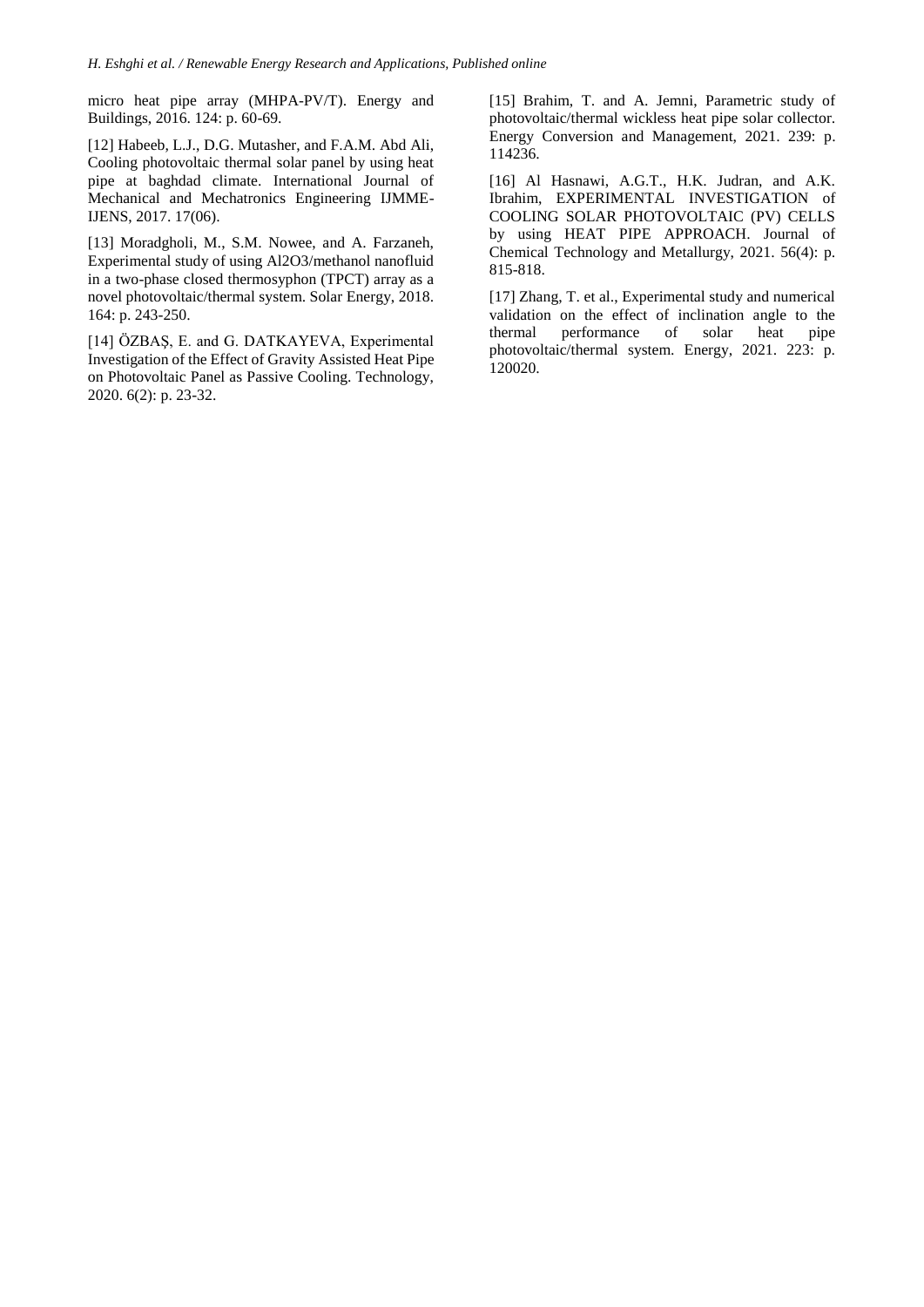micro heat pipe array (MHPA-PV/T). Energy and Buildings, 2016. 124: p. 60-69.

[12] Habeeb, L.J., D.G. Mutasher, and F.A.M. Abd Ali, Cooling photovoltaic thermal solar panel by using heat pipe at baghdad climate. International Journal of Mechanical and Mechatronics Engineering IJMME-IJENS, 2017. 17(06).

[13] Moradgholi, M., S.M. Nowee, and A. Farzaneh, Experimental study of using Al2O3/methanol nanofluid in a two-phase closed thermosyphon (TPCT) array as a novel photovoltaic/thermal system. Solar Energy, 2018. 164: p. 243-250.

[14] ÖZBAŞ, E. and G. DATKAYEVA, Experimental Investigation of the Effect of Gravity Assisted Heat Pipe on Photovoltaic Panel as Passive Cooling. Technology, 2020. 6(2): p. 23-32.

[15] Brahim, T. and A. Jemni, Parametric study of photovoltaic/thermal wickless heat pipe solar collector. Energy Conversion and Management, 2021. 239: p. 114236.

[16] Al Hasnawi, A.G.T., H.K. Judran, and A.K. Ibrahim, EXPERIMENTAL INVESTIGATION of COOLING SOLAR PHOTOVOLTAIC (PV) CELLS by using HEAT PIPE APPROACH. Journal of Chemical Technology and Metallurgy, 2021. 56(4): p. 815-818.

[17] Zhang, T. et al., Experimental study and numerical validation on the effect of inclination angle to the thermal performance of solar heat pipe photovoltaic/thermal system. Energy, 2021. 223: p. 120020.